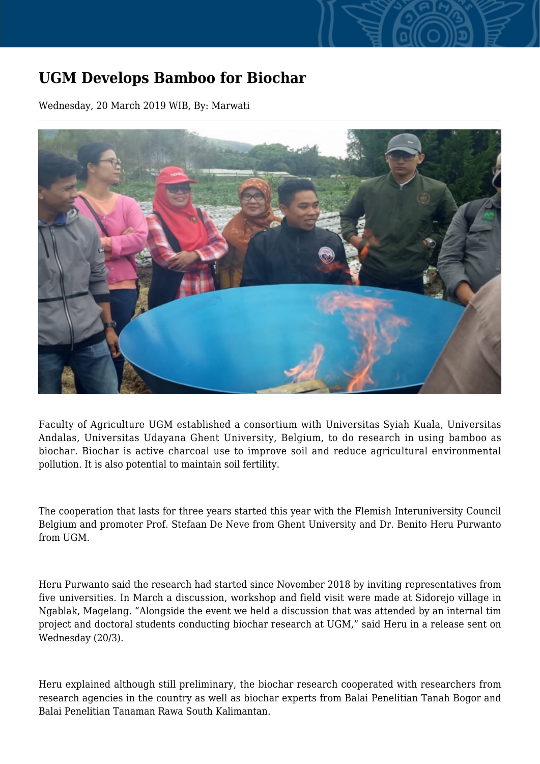# UGM Develops Bamboo for Biochar

Wednesday, 20 March 2019 WIB, By: Marwati

---

Faculty of Agriculture UGM established a consortium with Universitas Syiah Kuala, Universitas Andalas, Universitas Udayana Ghent University, Belgium, to do research in using bamboo as biochar. Biochar is active charcoal use to improve soil and reduce agricultural environmental pollution. It is also potential to maintain soil fertility.

The cooperation that lasts for three years started this year with the Flemish Interuniversity Council Belgium and promoter Prof. Stefaan De Neve from Ghent University and Dr. Benito Heru Purwanto from UGM.

Heru Purwanto said the research had started since November 2018 by inviting representatives from five universities. In March a discussion, workshop and field visit were made at Sidorejo village in Ngablak, Magelang. "Alongside the event we held a discussion that was attended by an internal tim project and doctoral students conducting biochar research at UGM," said Heru in a release sent on Wednesday (20/3).

Heru explained although still preliminary, the biochar research cooperated with researchers from research agencies in the country as well as biochar experts from Balai Penelitian Tanah Bogor and Balai Penelitian Tanaman Rawa South Kalimantan.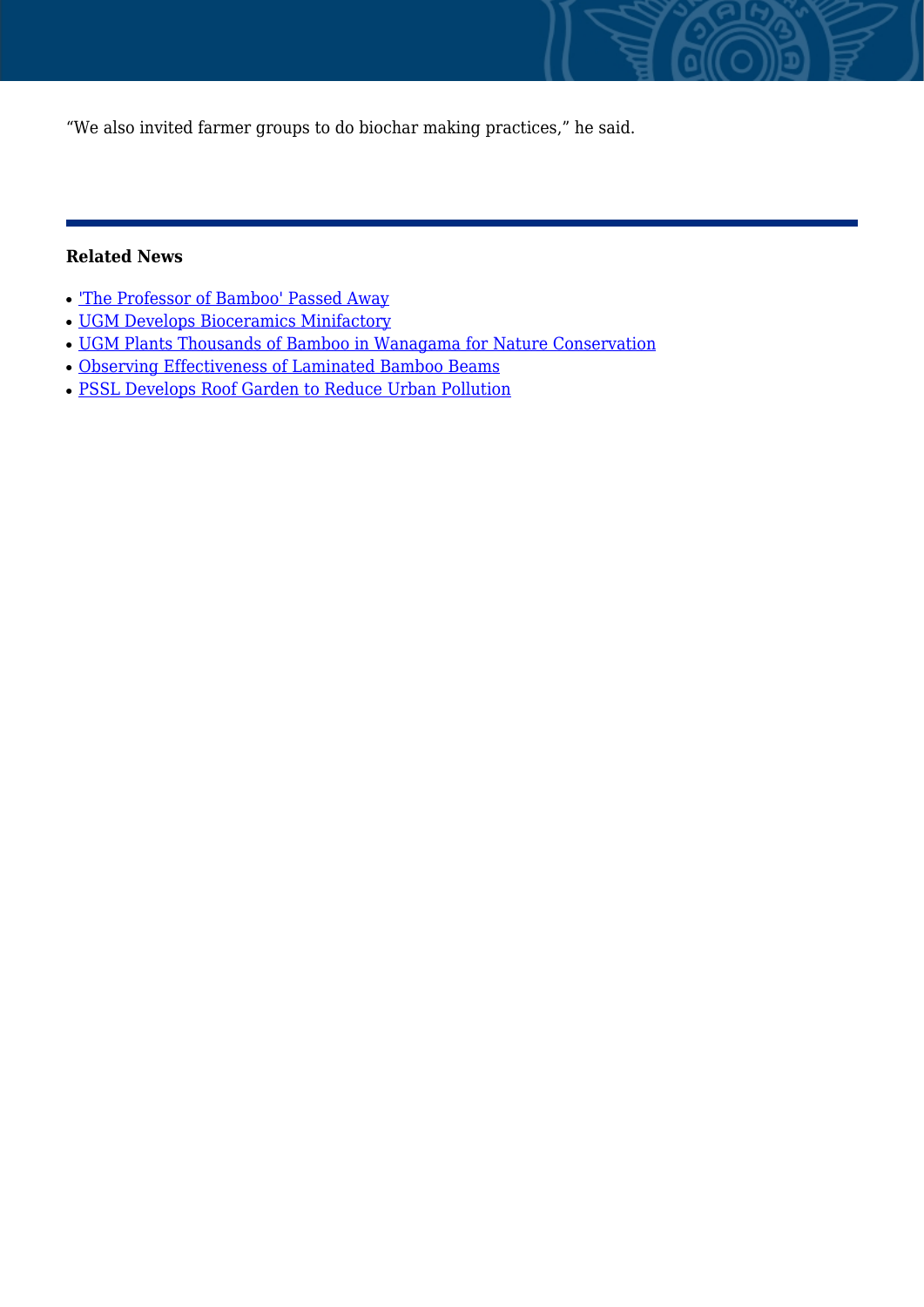“We also invited farmer groups to do biochar making practices,” he said.

---

**Related News**

- 'The Professor of Bamboo' Passed Away
- UGM Develops Bioceramics Minifactory
- UGM Plants Thousands of Bamboo in Wanagama for Nature Conservation
- Observing Effectiveness of Laminated Bamboo Beams
- PSSL Develops Roof Garden to Reduce Urban Pollution